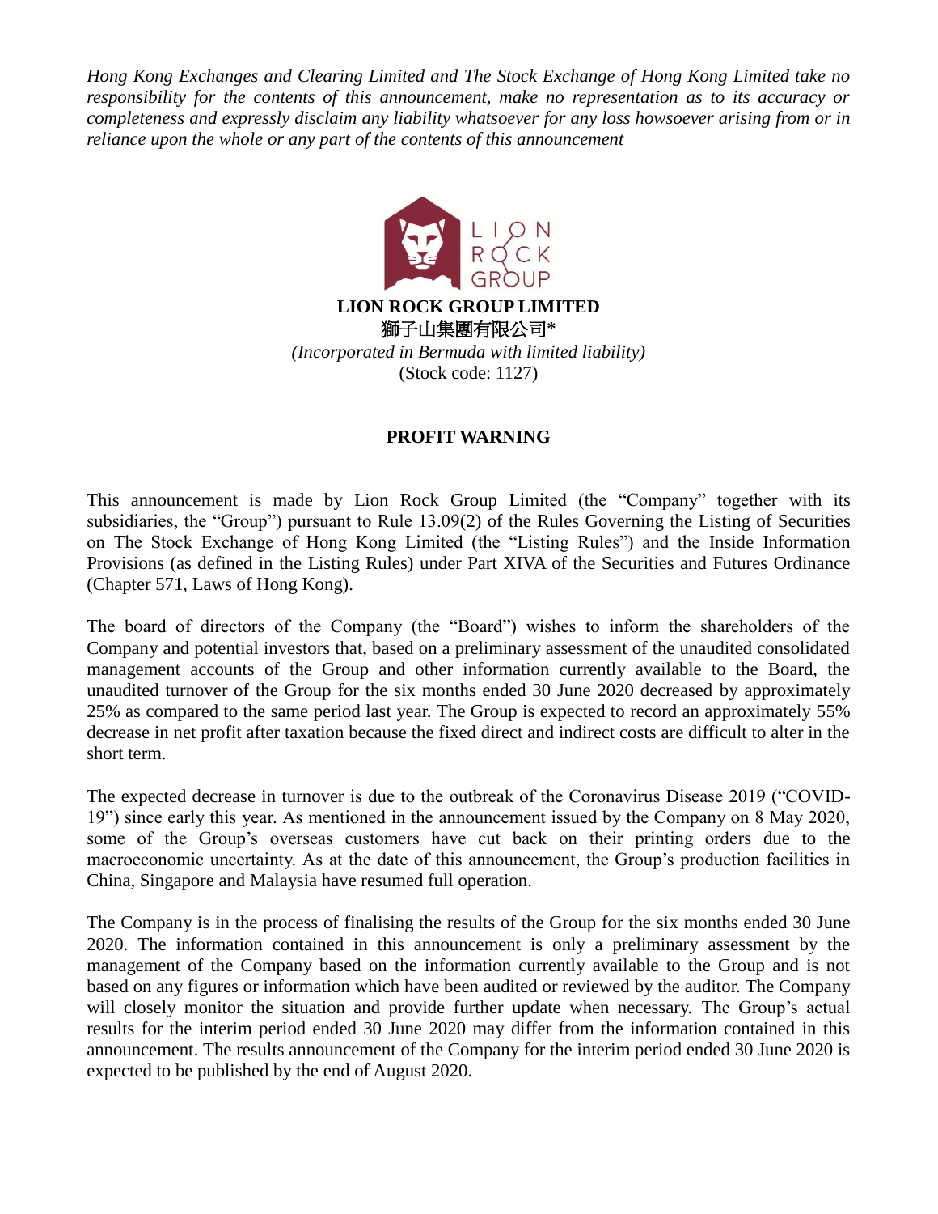*Hong Kong Exchanges and Clearing Limited and The Stock Exchange of Hong Kong Limited take no responsibility for the contents of this announcement, make no representation as to its accuracy or completeness and expressly disclaim any liability whatsoever for any loss howsoever arising from or in reliance upon the whole or any part of the contents of this announcement*

**LION ROCK GROUP LIMITED**

**獅子山集團有限公司***

*(Incorporated in Bermuda with limited liability)*

(Stock code: 1127)

## PROFIT WARNING

This announcement is made by Lion Rock Group Limited (the "Company" together with its subsidiaries, the "Group") pursuant to Rule 13.09(2) of the Rules Governing the Listing of Securities on The Stock Exchange of Hong Kong Limited (the "Listing Rules") and the Inside Information Provisions (as defined in the Listing Rules) under Part XIVA of the Securities and Futures Ordinance (Chapter 571, Laws of Hong Kong).

The board of directors of the Company (the "Board") wishes to inform the shareholders of the Company and potential investors that, based on a preliminary assessment of the unaudited consolidated management accounts of the Group and other information currently available to the Board, the unaudited turnover of the Group for the six months ended 30 June 2020 decreased by approximately 25% as compared to the same period last year. The Group is expected to record an approximately 55% decrease in net profit after taxation because the fixed direct and indirect costs are difficult to alter in the short term.

The expected decrease in turnover is due to the outbreak of the Coronavirus Disease 2019 ("COVID-19") since early this year. As mentioned in the announcement issued by the Company on 8 May 2020, some of the Group's overseas customers have cut back on their printing orders due to the macroeconomic uncertainty. As at the date of this announcement, the Group's production facilities in China, Singapore and Malaysia have resumed full operation.

The Company is in the process of finalising the results of the Group for the six months ended 30 June 2020. The information contained in this announcement is only a preliminary assessment by the management of the Company based on the information currently available to the Group and is not based on any figures or information which have been audited or reviewed by the auditor. The Company will closely monitor the situation and provide further update when necessary. The Group's actual results for the interim period ended 30 June 2020 may differ from the information contained in this announcement. The results announcement of the Company for the interim period ended 30 June 2020 is expected to be published by the end of August 2020.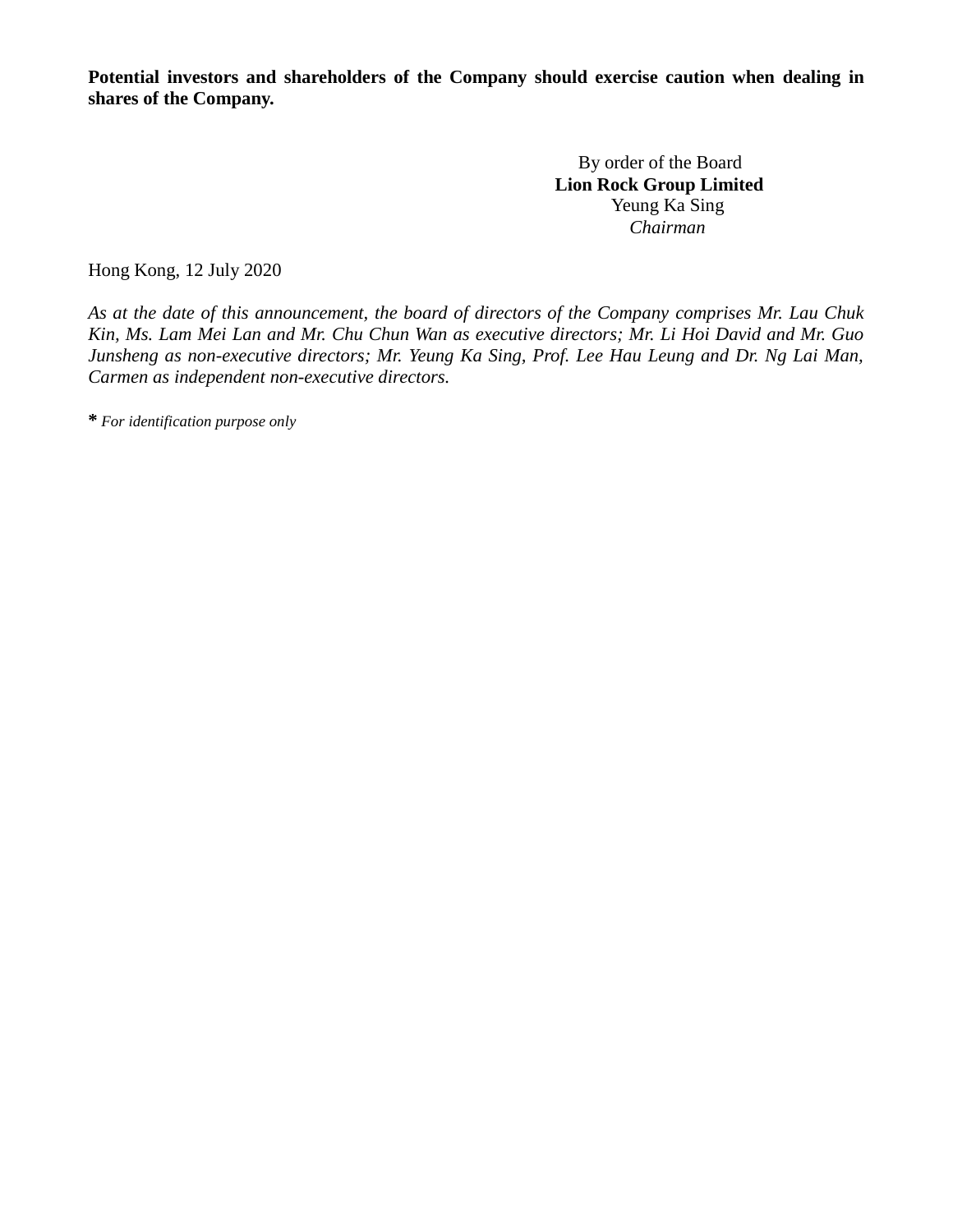**Potential investors and shareholders of the Company should exercise caution when dealing in shares of the Company.**

By order of the Board
**Lion Rock Group Limited**
Yeung Ka Sing
*Chairman*

Hong Kong, 12 July 2020

*As at the date of this announcement, the board of directors of the Company comprises Mr. Lau Chuk Kin, Ms. Lam Mei Lan and Mr. Chu Chun Wan as executive directors; Mr. Li Hoi David and Mr. Guo Junsheng as non-executive directors; Mr. Yeung Ka Sing, Prof. Lee Hau Leung and Dr. Ng Lai Man, Carmen as independent non-executive directors.*

**\*** *For identification purpose only*